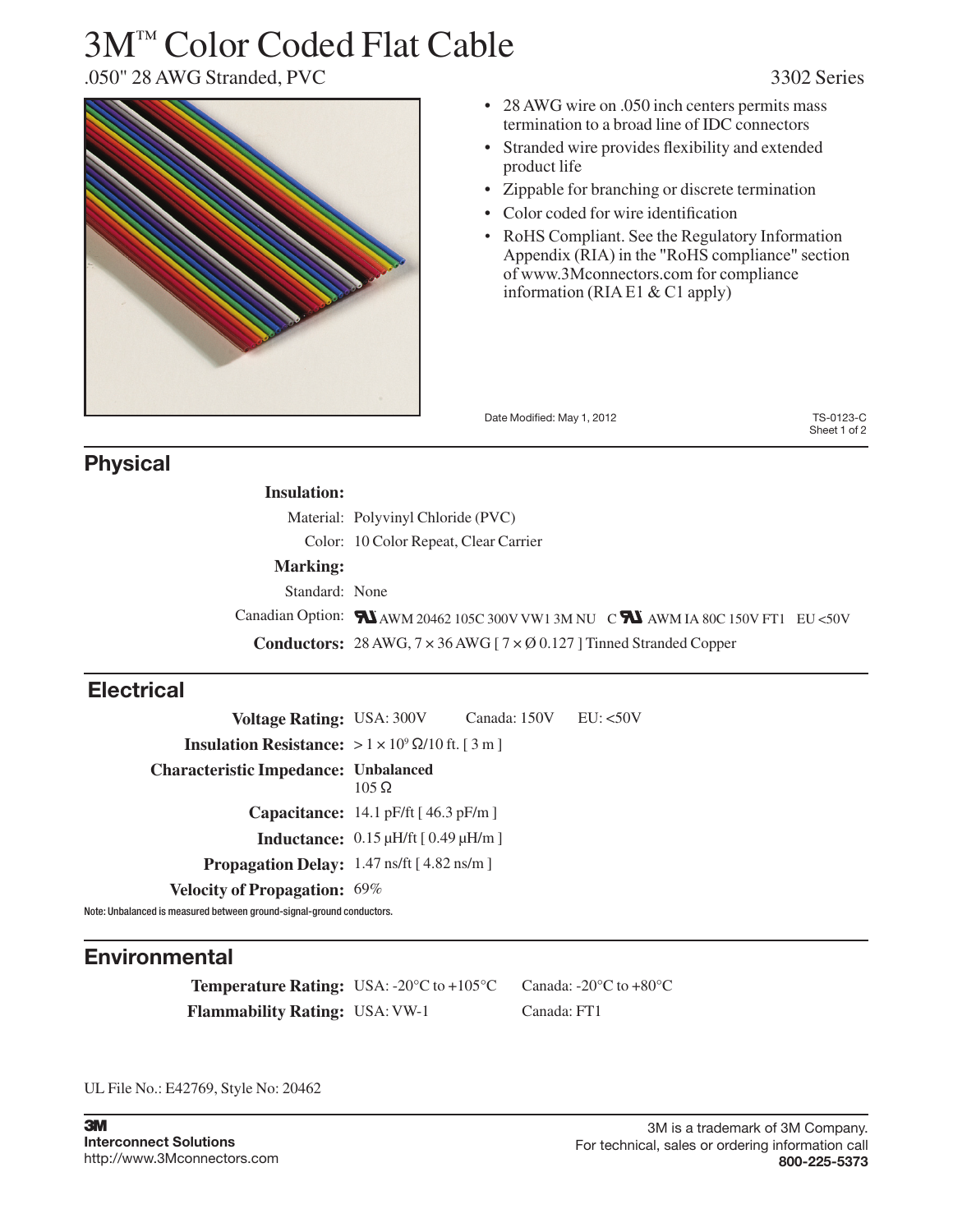# 3M™ Color Coded Flat Cable

.050" 28 AWG Stranded, PVC

3302 Series

- 28 AWG wire on .050 inch centers permits mass termination to a broad line of IDC connectors
- Stranded wire provides flexibility and extended product life
- Zippable for branching or discrete termination
- Color coded for wire identification
- RoHS Compliant. See the Regulatory Information Appendix (RIA) in the "RoHS compliance" section of www.3Mconnectors.com for compliance information (RIA E1 & C1 apply)

Date Modified: May 1, 2012

TS-0123-C

## Physical

**Insulation:**

| | |
|---|---|
| Material: | Polyvinyl Chloride (PVC) |
| Color: | 10 Color Repeat, Clear Carrier |

**Marking:**

| | |
|---|---|
| Standard: | None |
| Canadian Option: | UR AWM 20462 105C 300V VW1 3M NU C UR AWM IA 80C 150V FT1 EU <50V |

**Conductors:** 28 AWG, 7 × 36 AWG [ 7 × Ø 0.127 ] Tinned Stranded Copper

## Electrical

| | | | |
|---|---|---|---|
| **Voltage Rating:** | USA: 300V | Canada: 150V | EU: <50V |
| **Insulation Resistance:** | > 1 × $10^9$ Ω/10 ft. [ 3 m ] | | |
| **Characteristic Impedance:** | **Unbalanced** 105 Ω | | |
| **Capacitance:** | 14.1 pF/ft [ 46.3 pF/m ] | | |
| **Inductance:** | 0.15 µH/ft [ 0.49 µH/m ] | | |
| **Propagation Delay:** | 1.47 ns/ft [ 4.82 ns/m ] | | |
| **Velocity of Propagation:** | 69% | | |

Note: Unbalanced is measured between ground-signal-ground conductors.

## Environmental

| | | |
|---|---|---|
| **Temperature Rating:** | USA: -20°C to +105°C | Canada: -20°C to +80°C |
| **Flammability Rating:** | USA: VW-1 | Canada: FT1 |

UL File No.: E42769, Style No: 20462

**3M**
**Interconnect Solutions**
http://www.3Mconnectors.com

3M is a trademark of 3M Company.
For technical, sales or ordering information call
**800-225-5373**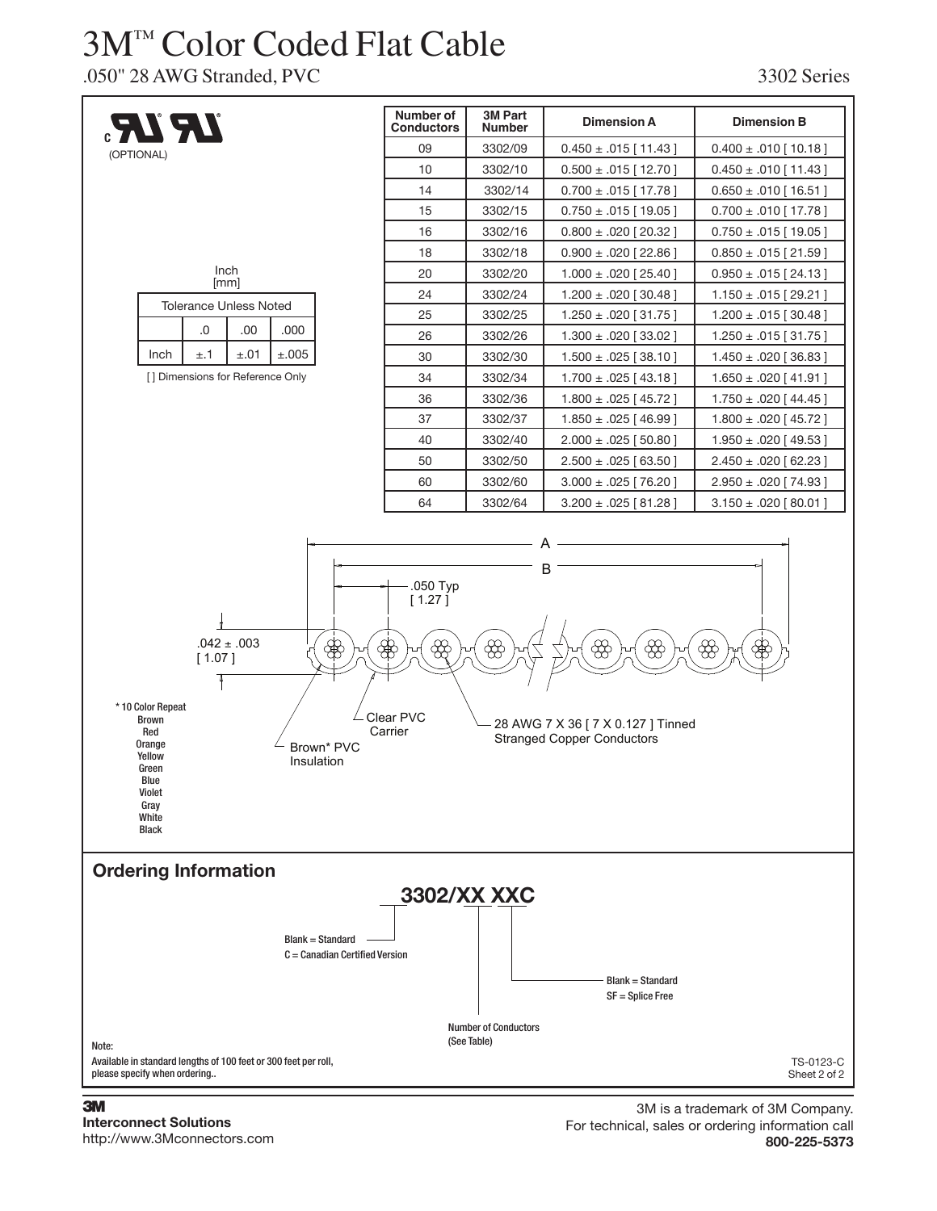# 3M™ Color Coded Flat Cable

.050" 28 AWG Stranded, PVC

3302 Series

c UL (OPTIONAL)

Inch
[mm]

| Tolerance Unless Noted | | | |
|---|---|---|---|
| | .0 | .00 | .000 |
| Inch | ±.1 | ±.01 | ±.005 |

[ ] Dimensions for Reference Only

| Number of Conductors | 3M Part Number | Dimension A | Dimension B |
|---|---|---|---|
| 09 | 3302/09 | 0.450 ± .015 [ 11.43 ] | 0.400 ± .010 [ 10.18 ] |
| 10 | 3302/10 | 0.500 ± .015 [ 12.70 ] | 0.450 ± .010 [ 11.43 ] |
| 14 | 3302/14 | 0.700 ± .015 [ 17.78 ] | 0.650 ± .010 [ 16.51 ] |
| 15 | 3302/15 | 0.750 ± .015 [ 19.05 ] | 0.700 ± .010 [ 17.78 ] |
| 16 | 3302/16 | 0.800 ± .020 [ 20.32 ] | 0.750 ± .015 [ 19.05 ] |
| 18 | 3302/18 | 0.900 ± .020 [ 22.86 ] | 0.850 ± .015 [ 21.59 ] |
| 20 | 3302/20 | 1.000 ± .020 [ 25.40 ] | 0.950 ± .015 [ 24.13 ] |
| 24 | 3302/24 | 1.200 ± .020 [ 30.48 ] | 1.150 ± .015 [ 29.21 ] |
| 25 | 3302/25 | 1.250 ± .020 [ 31.75 ] | 1.200 ± .015 [ 30.48 ] |
| 26 | 3302/26 | 1.300 ± .020 [ 33.02 ] | 1.250 ± .015 [ 31.75 ] |
| 30 | 3302/30 | 1.500 ± .025 [ 38.10 ] | 1.450 ± .020 [ 36.83 ] |
| 34 | 3302/34 | 1.700 ± .025 [ 43.18 ] | 1.650 ± .020 [ 41.91 ] |
| 36 | 3302/36 | 1.800 ± .025 [ 45.72 ] | 1.750 ± .020 [ 44.45 ] |
| 37 | 3302/37 | 1.850 ± .025 [ 46.99 ] | 1.800 ± .020 [ 45.72 ] |
| 40 | 3302/40 | 2.000 ± .025 [ 50.80 ] | 1.950 ± .020 [ 49.53 ] |
| 50 | 3302/50 | 2.500 ± .025 [ 63.50 ] | 2.450 ± .020 [ 62.23 ] |
| 60 | 3302/60 | 3.000 ± .025 [ 76.20 ] | 2.950 ± .020 [ 74.93 ] |
| 64 | 3302/64 | 3.200 ± .025 [ 81.28 ] | 3.150 ± .020 [ 80.01 ] |

A

B

.050 Typ
[ 1.27 ]

.042 ± .003
[ 1.07 ]

Clear PVC Carrier

Brown* PVC Insulation

28 AWG 7 X 36 [ 7 X 0.127 ] Tinned Stranged Copper Conductors

\* 10 Color Repeat
- Brown
- Red
- Orange
- Yellow
- Green
- Blue
- Violet
- Gray
- White
- Black

## Ordering Information

**3302/XX XXC**

- Blank = Standard
- C = Canadian Certified Version

- Blank = Standard
- SF = Splice Free

Number of Conductors (See Table)

Note:
Available in standard lengths of 100 feet or 300 feet per roll, please specify when ordering..

TS-0123-C
Sheet 2 of 2

3M
**Interconnect Solutions**
http://www.3Mconnectors.com

3M is a trademark of 3M Company.
For technical, sales or ordering information call
**800-225-5373**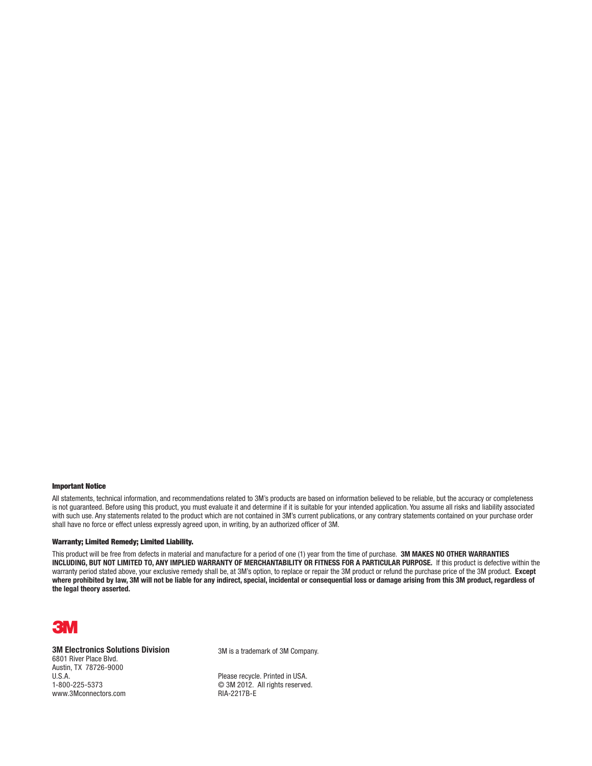**Important Notice**

All statements, technical information, and recommendations related to 3M's products are based on information believed to be reliable, but the accuracy or completeness is not guaranteed. Before using this product, you must evaluate it and determine if it is suitable for your intended application. You assume all risks and liability associated with such use. Any statements related to the product which are not contained in 3M's current publications, or any contrary statements contained on your purchase order shall have no force or effect unless expressly agreed upon, in writing, by an authorized officer of 3M.

**Warranty; Limited Remedy; Limited Liability.**

This product will be free from defects in material and manufacture for a period of one (1) year from the time of purchase. **3M MAKES NO OTHER WARRANTIES INCLUDING, BUT NOT LIMITED TO, ANY IMPLIED WARRANTY OF MERCHANTABILITY OR FITNESS FOR A PARTICULAR PURPOSE.** If this product is defective within the warranty period stated above, your exclusive remedy shall be, at 3M's option, to replace or repair the 3M product or refund the purchase price of the 3M product. **Except where prohibited by law, 3M will not be liable for any indirect, special, incidental or consequential loss or damage arising from this 3M product, regardless of the legal theory asserted.**

3M

**3M Electronics Solutions Division**
6801 River Place Blvd.
Austin, TX 78726-9000
U.S.A.
1-800-225-5373
www.3Mconnectors.com

3M is a trademark of 3M Company.

Please recycle. Printed in USA.
© 3M 2012. All rights reserved.
RIA-2217B-E